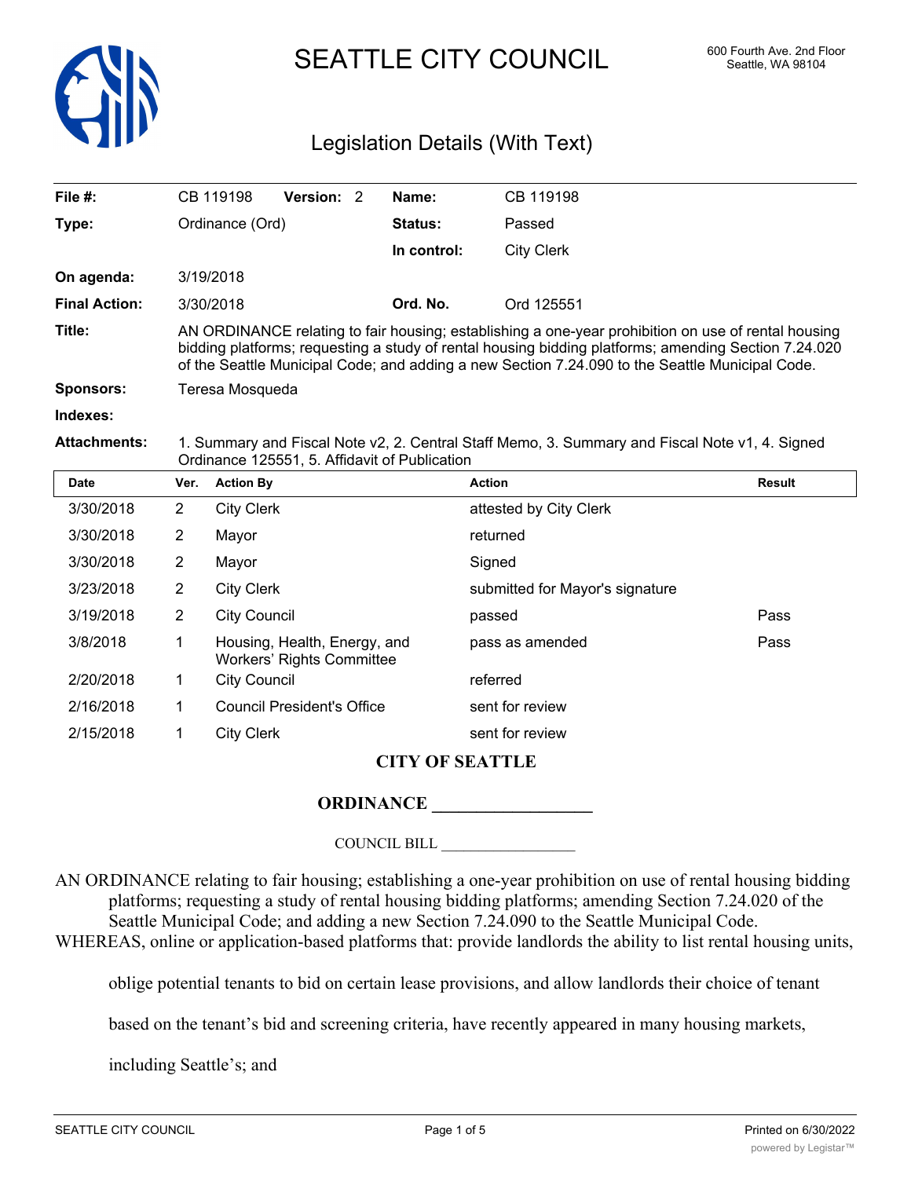# SEATTLE CITY COUNCIL

600 Fourth Ave. 2nd Floor
Seattle, WA 98104

## Legislation Details (With Text)

| | | | |
|---|---|---|---|
| **File #:** | CB 119198 **Version:** 2 | **Name:** | CB 119198 |
| **Type:** | Ordinance (Ord) | **Status:** | Passed |
| | | **In control:** | City Clerk |
| **On agenda:** | 3/19/2018 | | |
| **Final Action:** | 3/30/2018 | **Ord. No.** | Ord 125551 |

**Title:** AN ORDINANCE relating to fair housing; establishing a one-year prohibition on use of rental housing bidding platforms; requesting a study of rental housing bidding platforms; amending Section 7.24.020 of the Seattle Municipal Code; and adding a new Section 7.24.090 to the Seattle Municipal Code.

**Sponsors:** Teresa Mosqueda

**Indexes:**

**Attachments:** 1. Summary and Fiscal Note v2, 2. Central Staff Memo, 3. Summary and Fiscal Note v1, 4. Signed Ordinance 125551, 5. Affidavit of Publication

| Date | Ver. | Action By | Action | Result |
|---|---|---|---|---|
| 3/30/2018 | 2 | City Clerk | attested by City Clerk | |
| 3/30/2018 | 2 | Mayor | returned | |
| 3/30/2018 | 2 | Mayor | Signed | |
| 3/23/2018 | 2 | City Clerk | submitted for Mayor's signature | |
| 3/19/2018 | 2 | City Council | passed | Pass |
| 3/8/2018 | 1 | Housing, Health, Energy, and Workers' Rights Committee | pass as amended | Pass |
| 2/20/2018 | 1 | City Council | referred | |
| 2/16/2018 | 1 | Council President's Office | sent for review | |
| 2/15/2018 | 1 | City Clerk | sent for review | |

**CITY OF SEATTLE**

**ORDINANCE \_\_\_\_\_\_\_\_\_\_\_\_\_\_\_\_\_\_**

COUNCIL BILL \_\_\_\_\_\_\_\_\_\_\_\_\_\_\_\_\_\_

AN ORDINANCE relating to fair housing; establishing a one-year prohibition on use of rental housing bidding platforms; requesting a study of rental housing bidding platforms; amending Section 7.24.020 of the Seattle Municipal Code; and adding a new Section 7.24.090 to the Seattle Municipal Code.

WHEREAS, online or application-based platforms that: provide landlords the ability to list rental housing units, oblige potential tenants to bid on certain lease provisions, and allow landlords their choice of tenant based on the tenant's bid and screening criteria, have recently appeared in many housing markets, including Seattle's; and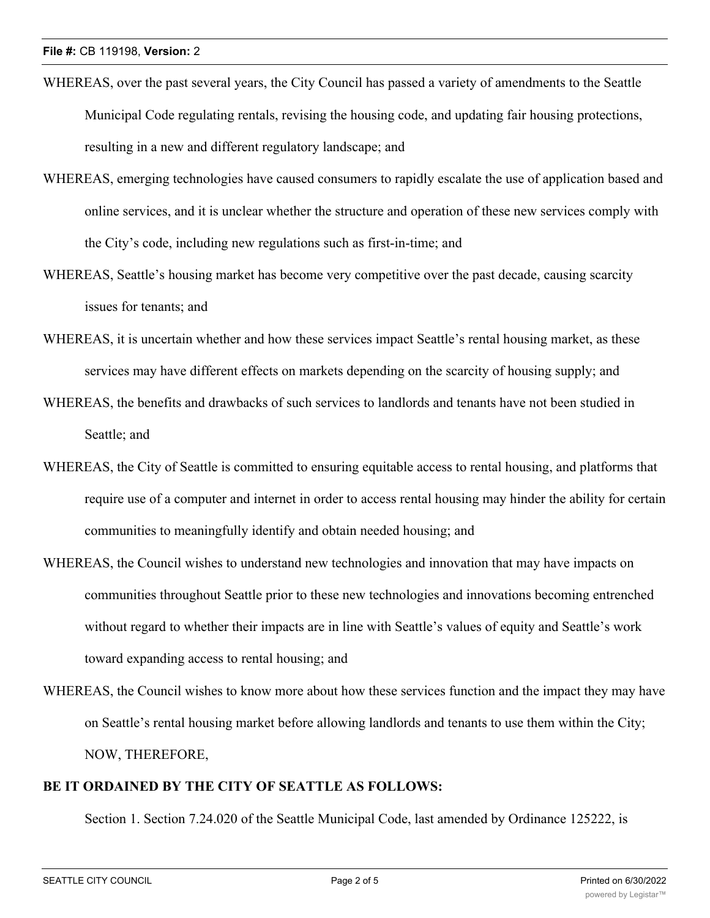WHEREAS, over the past several years, the City Council has passed a variety of amendments to the Seattle Municipal Code regulating rentals, revising the housing code, and updating fair housing protections, resulting in a new and different regulatory landscape; and

WHEREAS, emerging technologies have caused consumers to rapidly escalate the use of application based and online services, and it is unclear whether the structure and operation of these new services comply with the City's code, including new regulations such as first-in-time; and

WHEREAS, Seattle's housing market has become very competitive over the past decade, causing scarcity issues for tenants; and

WHEREAS, it is uncertain whether and how these services impact Seattle's rental housing market, as these services may have different effects on markets depending on the scarcity of housing supply; and

WHEREAS, the benefits and drawbacks of such services to landlords and tenants have not been studied in Seattle; and

WHEREAS, the City of Seattle is committed to ensuring equitable access to rental housing, and platforms that require use of a computer and internet in order to access rental housing may hinder the ability for certain communities to meaningfully identify and obtain needed housing; and

WHEREAS, the Council wishes to understand new technologies and innovation that may have impacts on communities throughout Seattle prior to these new technologies and innovations becoming entrenched without regard to whether their impacts are in line with Seattle's values of equity and Seattle's work toward expanding access to rental housing; and

WHEREAS, the Council wishes to know more about how these services function and the impact they may have on Seattle's rental housing market before allowing landlords and tenants to use them within the City; NOW, THEREFORE,

**BE IT ORDAINED BY THE CITY OF SEATTLE AS FOLLOWS:**

Section 1. Section 7.24.020 of the Seattle Municipal Code, last amended by Ordinance 125222, is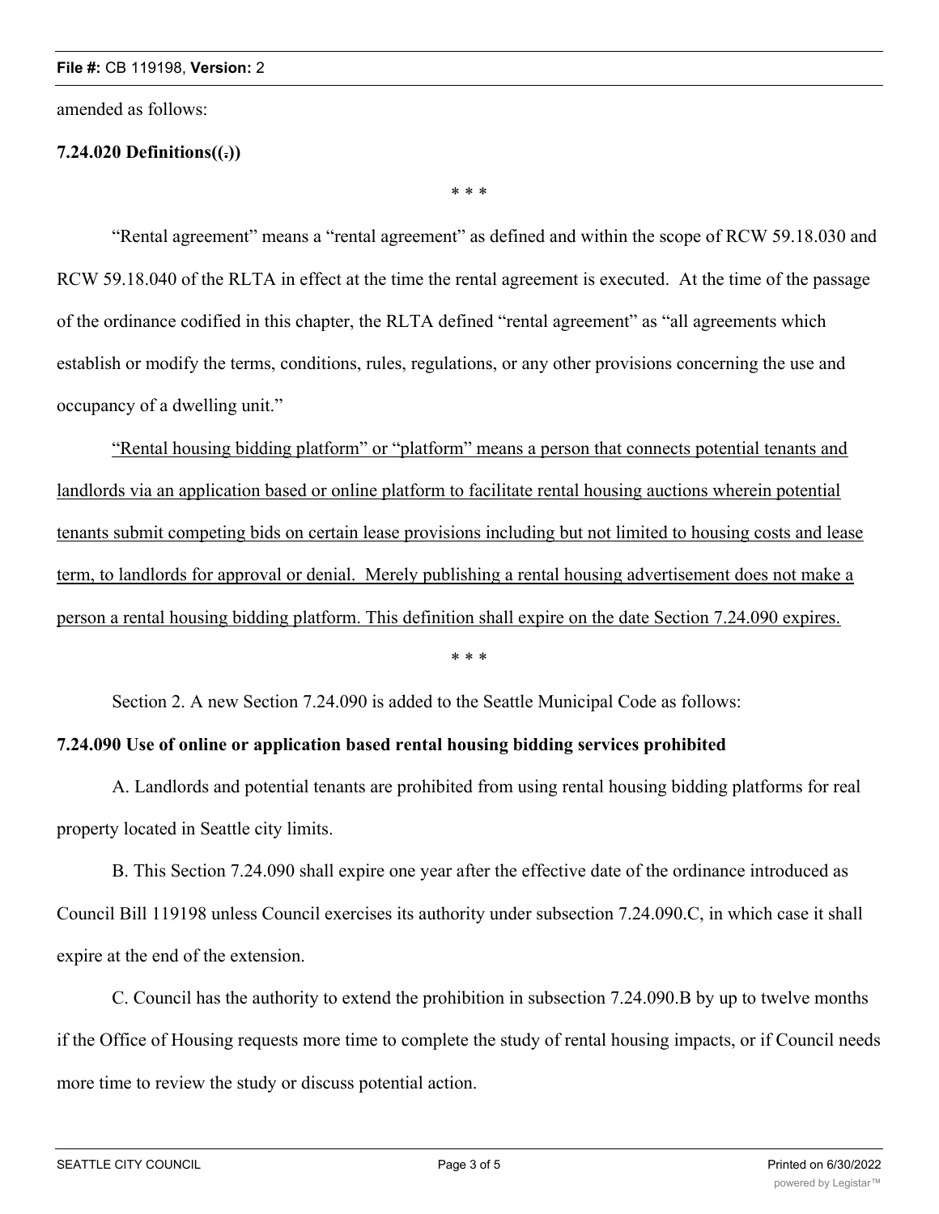amended as follows:

**7.24.020 Definitions((.))**

\* \* \*

"Rental agreement" means a "rental agreement" as defined and within the scope of RCW 59.18.030 and RCW 59.18.040 of the RLTA in effect at the time the rental agreement is executed. At the time of the passage of the ordinance codified in this chapter, the RLTA defined "rental agreement" as "all agreements which establish or modify the terms, conditions, rules, regulations, or any other provisions concerning the use and occupancy of a dwelling unit."

<u>"Rental housing bidding platform" or "platform" means a person that connects potential tenants and landlords via an application based or online platform to facilitate rental housing auctions wherein potential tenants submit competing bids on certain lease provisions including but not limited to housing costs and lease term, to landlords for approval or denial. Merely publishing a rental housing advertisement does not make a person a rental housing bidding platform. This definition shall expire on the date Section 7.24.090 expires.</u>

\* \* \*

Section 2. A new Section 7.24.090 is added to the Seattle Municipal Code as follows:

**7.24.090 Use of online or application based rental housing bidding services prohibited**

A. Landlords and potential tenants are prohibited from using rental housing bidding platforms for real property located in Seattle city limits.

B. This Section 7.24.090 shall expire one year after the effective date of the ordinance introduced as Council Bill 119198 unless Council exercises its authority under subsection 7.24.090.C, in which case it shall expire at the end of the extension.

C. Council has the authority to extend the prohibition in subsection 7.24.090.B by up to twelve months if the Office of Housing requests more time to complete the study of rental housing impacts, or if Council needs more time to review the study or discuss potential action.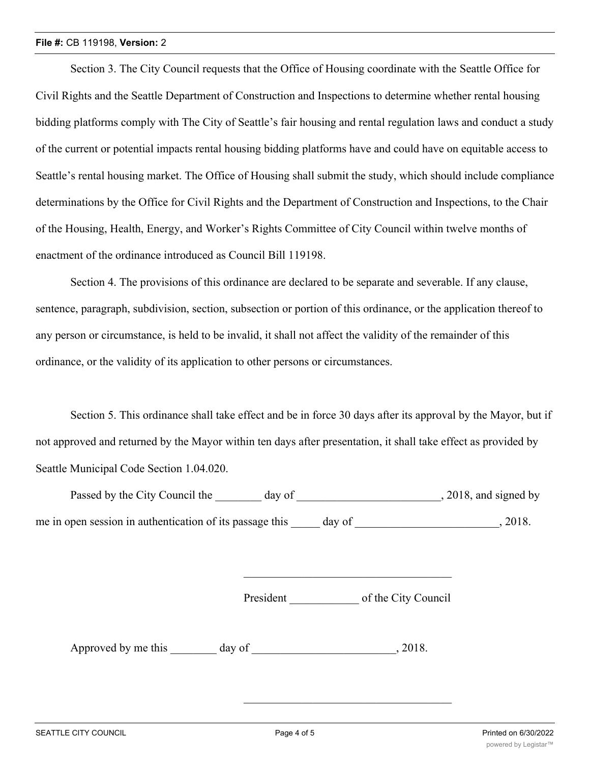Section 3. The City Council requests that the Office of Housing coordinate with the Seattle Office for Civil Rights and the Seattle Department of Construction and Inspections to determine whether rental housing bidding platforms comply with The City of Seattle's fair housing and rental regulation laws and conduct a study of the current or potential impacts rental housing bidding platforms have and could have on equitable access to Seattle's rental housing market. The Office of Housing shall submit the study, which should include compliance determinations by the Office for Civil Rights and the Department of Construction and Inspections, to the Chair of the Housing, Health, Energy, and Worker's Rights Committee of City Council within twelve months of enactment of the ordinance introduced as Council Bill 119198.

Section 4. The provisions of this ordinance are declared to be separate and severable. If any clause, sentence, paragraph, subdivision, section, subsection or portion of this ordinance, or the application thereof to any person or circumstance, is held to be invalid, it shall not affect the validity of the remainder of this ordinance, or the validity of its application to other persons or circumstances.

Section 5. This ordinance shall take effect and be in force 30 days after its approval by the Mayor, but if not approved and returned by the Mayor within ten days after presentation, it shall take effect as provided by Seattle Municipal Code Section 1.04.020.

Passed by the City Council the ________ day of _________________________, 2018, and signed by me in open session in authentication of its passage this _____ day of ________________________, 2018.

____________________________________

President ____________ of the City Council

Approved by me this ________ day of ________________________, 2018.

____________________________________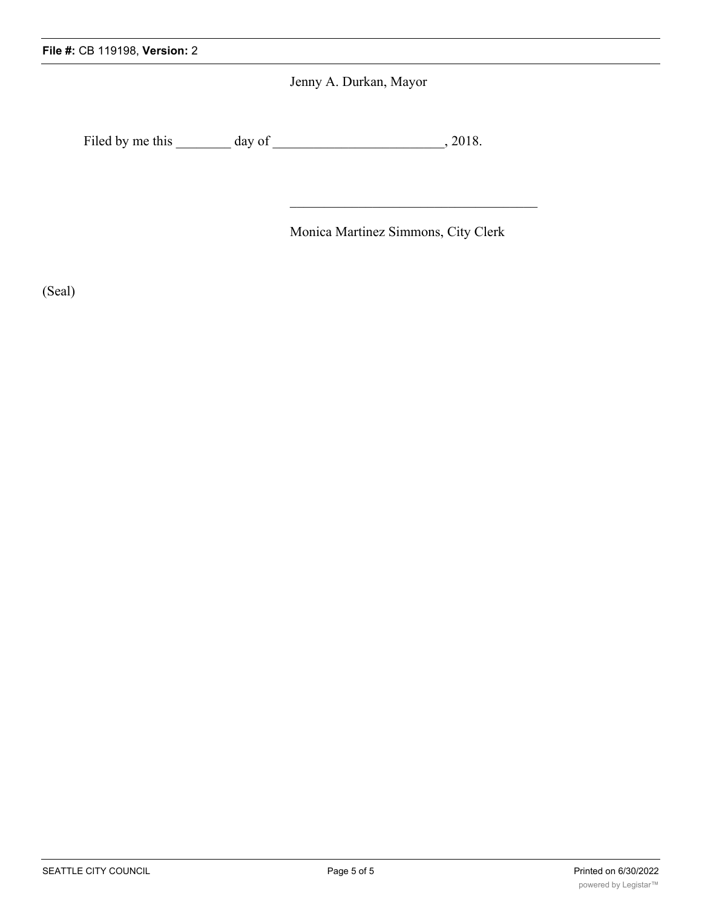Jenny A. Durkan, Mayor

Filed by me this ________ day of _________________________, 2018.

_____________________________________

Monica Martinez Simmons, City Clerk

(Seal)